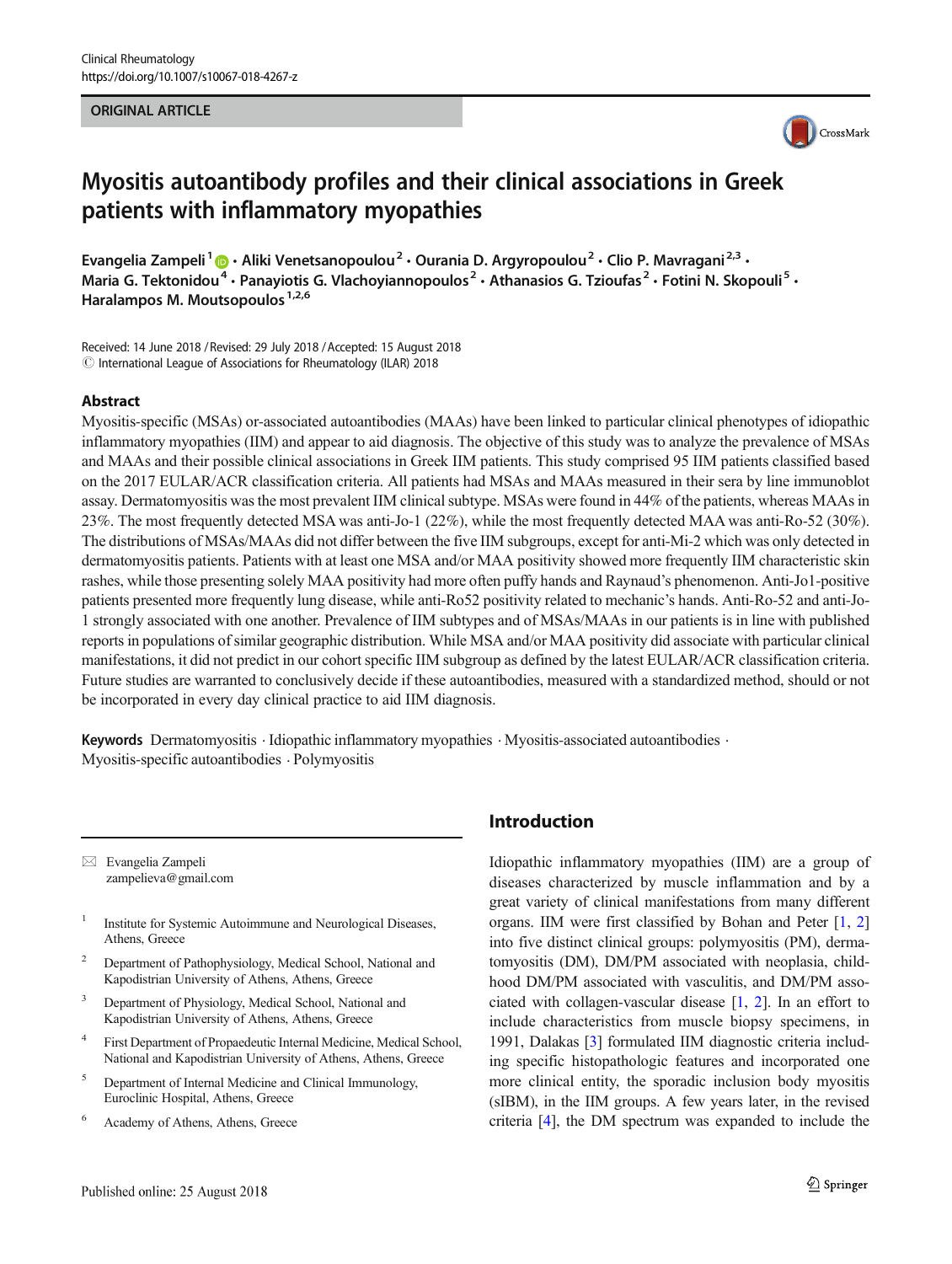ORIGINAL ARTICLE

# Myositis autoantibody profiles and their clinical associations in Greek patients with inflammatory myopathies

**Evangelia Zampeli**[1] · **Aliki Venetsanopoulou**[2] · **Ourania D. Argyropoulou**[2] · **Clio P. Mavragani**[2,3] · **Maria G. Tektonidou**[4] · **Panayiotis G. Vlachoyiannopoulos**[2] · **Athanasios G. Tzioufas**[2] · **Fotini N. Skopouli**[5] · **Haralampos M. Moutsopoulos**[1,2,6]

Received: 14 June 2018 / Revised: 29 July 2018 / Accepted: 15 August 2018
© International League of Associations for Rheumatology (ILAR) 2018

## Abstract

Myositis-specific (MSAs) or-associated autoantibodies (MAAs) have been linked to particular clinical phenotypes of idiopathic inflammatory myopathies (IIM) and appear to aid diagnosis. The objective of this study was to analyze the prevalence of MSAs and MAAs and their possible clinical associations in Greek IIM patients. This study comprised 95 IIM patients classified based on the 2017 EULAR/ACR classification criteria. All patients had MSAs and MAAs measured in their sera by line immunoblot assay. Dermatomyositis was the most prevalent IIM clinical subtype. MSAs were found in 44% of the patients, whereas MAAs in 23%. The most frequently detected MSA was anti-Jo-1 (22%), while the most frequently detected MAA was anti-Ro-52 (30%). The distributions of MSAs/MAAs did not differ between the five IIM subgroups, except for anti-Mi-2 which was only detected in dermatomyositis patients. Patients with at least one MSA and/or MAA positivity showed more frequently IIM characteristic skin rashes, while those presenting solely MAA positivity had more often puffy hands and Raynaud's phenomenon. Anti-Jo1-positive patients presented more frequently lung disease, while anti-Ro52 positivity related to mechanic's hands. Anti-Ro-52 and anti-Jo-1 strongly associated with one another. Prevalence of IIM subtypes and of MSAs/MAAs in our patients is in line with published reports in populations of similar geographic distribution. While MSA and/or MAA positivity did associate with particular clinical manifestations, it did not predict in our cohort specific IIM subgroup as defined by the latest EULAR/ACR classification criteria. Future studies are warranted to conclusively decide if these autoantibodies, measured with a standardized method, should or not be incorporated in every day clinical practice to aid IIM diagnosis.

**Keywords** Dermatomyositis · Idiopathic inflammatory myopathies · Myositis-associated autoantibodies · Myositis-specific autoantibodies · Polymyositis

✉ Evangelia Zampeli
zampelieva@gmail.com

1. Institute for Systemic Autoimmune and Neurological Diseases, Athens, Greece
2. Department of Pathophysiology, Medical School, National and Kapodistrian University of Athens, Athens, Greece
3. Department of Physiology, Medical School, National and Kapodistrian University of Athens, Athens, Greece
4. First Department of Propaedeutic Internal Medicine, Medical School, National and Kapodistrian University of Athens, Athens, Greece
5. Department of Internal Medicine and Clinical Immunology, Euroclinic Hospital, Athens, Greece
6. Academy of Athens, Athens, Greece

## Introduction

Idiopathic inflammatory myopathies (IIM) are a group of diseases characterized by muscle inflammation and by a great variety of clinical manifestations from many different organs. IIM were first classified by Bohan and Peter [1, 2] into five distinct clinical groups: polymyositis (PM), dermatomyositis (DM), DM/PM associated with neoplasia, childhood DM/PM associated with vasculitis, and DM/PM associated with collagen-vascular disease [1, 2]. In an effort to include characteristics from muscle biopsy specimens, in 1991, Dalakas [3] formulated IIM diagnostic criteria including specific histopathologic features and incorporated one more clinical entity, the sporadic inclusion body myositis (sIBM), in the IIM groups. A few years later, in the revised criteria [4], the DM spectrum was expanded to include the

Published online: 25 August 2018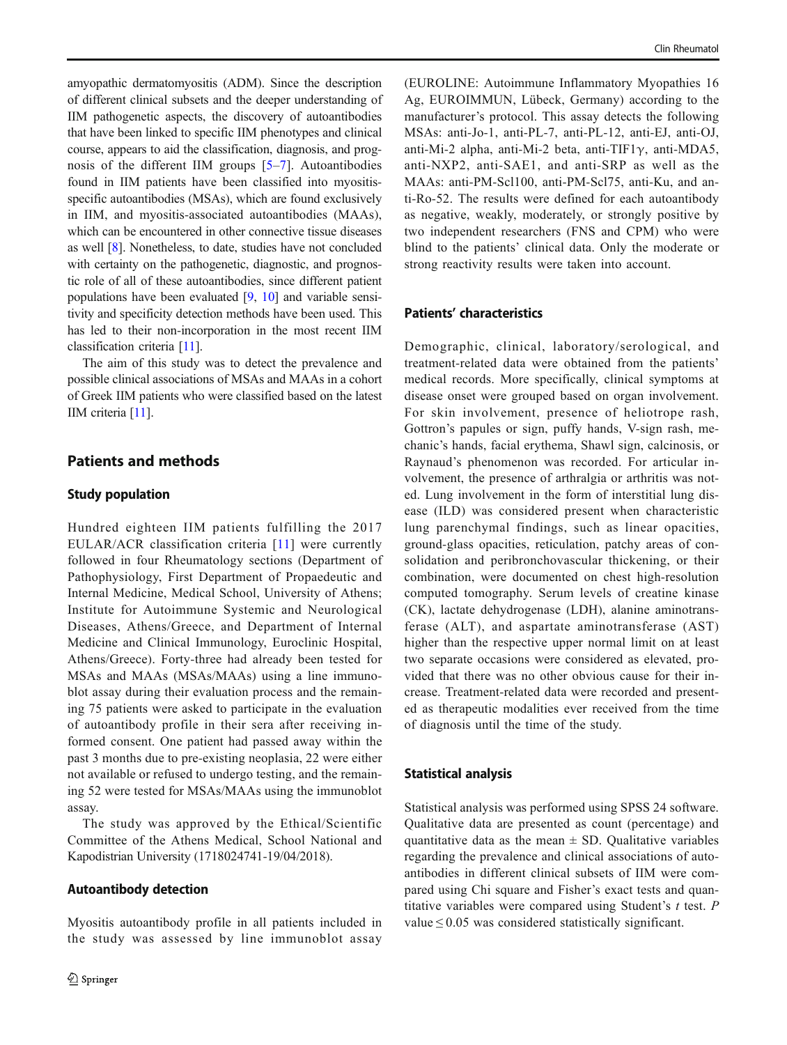amyopathic dermatomyositis (ADM). Since the description of different clinical subsets and the deeper understanding of IIM pathogenetic aspects, the discovery of autoantibodies that have been linked to specific IIM phenotypes and clinical course, appears to aid the classification, diagnosis, and prognosis of the different IIM groups [5–7]. Autoantibodies found in IIM patients have been classified into myositis-specific autoantibodies (MSAs), which are found exclusively in IIM, and myositis-associated autoantibodies (MAAs), which can be encountered in other connective tissue diseases as well [8]. Nonetheless, to date, studies have not concluded with certainty on the pathogenetic, diagnostic, and prognostic role of all of these autoantibodies, since different patient populations have been evaluated [9, 10] and variable sensitivity and specificity detection methods have been used. This has led to their non-incorporation in the most recent IIM classification criteria [11].

The aim of this study was to detect the prevalence and possible clinical associations of MSAs and MAAs in a cohort of Greek IIM patients who were classified based on the latest IIM criteria [11].

## Patients and methods

### Study population

Hundred eighteen IIM patients fulfilling the 2017 EULAR/ACR classification criteria [11] were currently followed in four Rheumatology sections (Department of Pathophysiology, First Department of Propaedeutic and Internal Medicine, Medical School, University of Athens; Institute for Autoimmune Systemic and Neurological Diseases, Athens/Greece, and Department of Internal Medicine and Clinical Immunology, Euroclinic Hospital, Athens/Greece). Forty-three had already been tested for MSAs and MAAs (MSAs/MAAs) using a line immunoblot assay during their evaluation process and the remaining 75 patients were asked to participate in the evaluation of autoantibody profile in their sera after receiving informed consent. One patient had passed away within the past 3 months due to pre-existing neoplasia, 22 were either not available or refused to undergo testing, and the remaining 52 were tested for MSAs/MAAs using the immunoblot assay.

The study was approved by the Ethical/Scientific Committee of the Athens Medical, School National and Kapodistrian University (1718024741-19/04/2018).

### Autoantibody detection

Myositis autoantibody profile in all patients included in the study was assessed by line immunoblot assay (EUROLINE: Autoimmune Inflammatory Myopathies 16 Ag, EUROIMMUN, Lübeck, Germany) according to the manufacturer's protocol. This assay detects the following MSAs: anti-Jo-1, anti-PL-7, anti-PL-12, anti-EJ, anti-OJ, anti-Mi-2 alpha, anti-Mi-2 beta, anti-TIF1γ, anti-MDA5, anti-NXP2, anti-SAE1, and anti-SRP as well as the MAAs: anti-PM-Scl100, anti-PM-Scl75, anti-Ku, and anti-Ro-52. The results were defined for each autoantibody as negative, weakly, moderately, or strongly positive by two independent researchers (FNS and CPM) who were blind to the patients' clinical data. Only the moderate or strong reactivity results were taken into account.

### Patients' characteristics

Demographic, clinical, laboratory/serological, and treatment-related data were obtained from the patients' medical records. More specifically, clinical symptoms at disease onset were grouped based on organ involvement. For skin involvement, presence of heliotrope rash, Gottron's papules or sign, puffy hands, V-sign rash, mechanic's hands, facial erythema, Shawl sign, calcinosis, or Raynaud's phenomenon was recorded. For articular involvement, the presence of arthralgia or arthritis was noted. Lung involvement in the form of interstitial lung disease (ILD) was considered present when characteristic lung parenchymal findings, such as linear opacities, ground-glass opacities, reticulation, patchy areas of consolidation and peribronchovascular thickening, or their combination, were documented on chest high-resolution computed tomography. Serum levels of creatine kinase (CK), lactate dehydrogenase (LDH), alanine aminotransferase (ALT), and aspartate aminotransferase (AST) higher than the respective upper normal limit on at least two separate occasions were considered as elevated, provided that there was no other obvious cause for their increase. Treatment-related data were recorded and presented as therapeutic modalities ever received from the time of diagnosis until the time of the study.

### Statistical analysis

Statistical analysis was performed using SPSS 24 software. Qualitative data are presented as count (percentage) and quantitative data as the mean ± SD. Qualitative variables regarding the prevalence and clinical associations of autoantibodies in different clinical subsets of IIM were compared using Chi square and Fisher's exact tests and quantitative variables were compared using Student's $t$ test. $P$ value $\leq 0.05$ was considered statistically significant.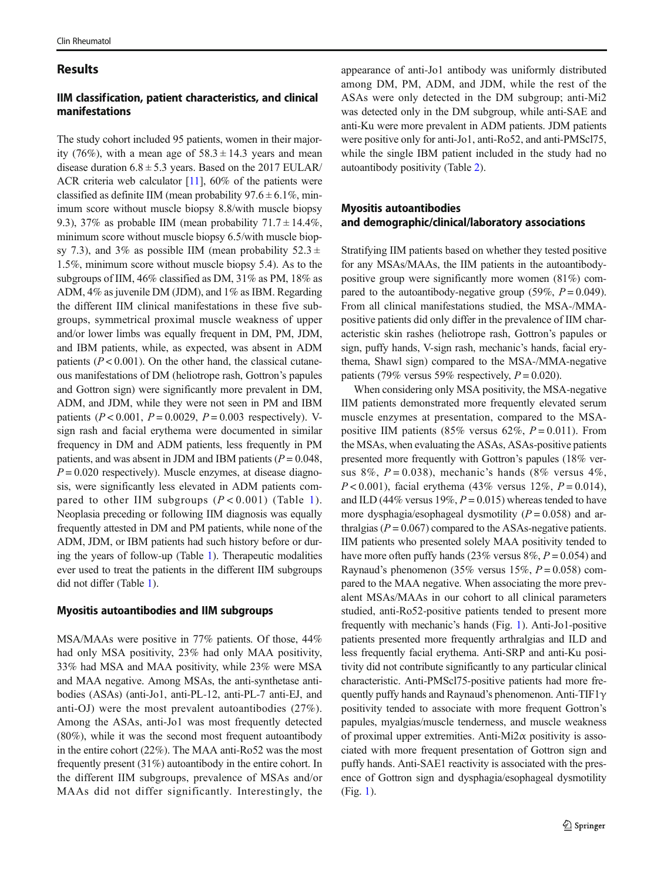## Results

### IIM classification, patient characteristics, and clinical manifestations

The study cohort included 95 patients, women in their majority (76%), with a mean age of $58.3 \pm 14.3$ years and mean disease duration $6.8 \pm 5.3$ years. Based on the 2017 EULAR/ACR criteria web calculator [11], 60% of the patients were classified as definite IIM (mean probability $97.6 \pm 6.1\%$, minimum score without muscle biopsy 8.8/with muscle biopsy 9.3), 37% as probable IIM (mean probability $71.7 \pm 14.4\%$, minimum score without muscle biopsy 6.5/with muscle biopsy 7.3), and 3% as possible IIM (mean probability $52.3 \pm 1.5\%$, minimum score without muscle biopsy 5.4). As to the subgroups of IIM, 46% classified as DM, 31% as PM, 18% as ADM, 4% as juvenile DM (JDM), and 1% as IBM. Regarding the different IIM clinical manifestations in these five subgroups, symmetrical proximal muscle weakness of upper and/or lower limbs was equally frequent in DM, PM, JDM, and IBM patients, while, as expected, was absent in ADM patients ($P < 0.001$). On the other hand, the classical cutaneous manifestations of DM (heliotrope rash, Gottron's papules and Gottron sign) were significantly more prevalent in DM, ADM, and JDM, while they were not seen in PM and IBM patients ($P < 0.001$, $P = 0.0029$, $P = 0.003$ respectively). V-sign rash and facial erythema were documented in similar frequency in DM and ADM patients, less frequently in PM patients, and was absent in JDM and IBM patients ($P = 0.048$, $P = 0.020$ respectively). Muscle enzymes, at disease diagnosis, were significantly less elevated in ADM patients compared to other IIM subgroups ($P < 0.001$) (Table 1). Neoplasia preceding or following IIM diagnosis was equally frequently attested in DM and PM patients, while none of the ADM, JDM, or IBM patients had such history before or during the years of follow-up (Table 1). Therapeutic modalities ever used to treat the patients in the different IIM subgroups did not differ (Table 1).

### Myositis autoantibodies and IIM subgroups

MSA/MAAs were positive in 77% patients. Of those, 44% had only MSA positivity, 23% had only MAA positivity, 33% had MSA and MAA positivity, while 23% were MSA and MAA negative. Among MSAs, the anti-synthetase antibodies (ASAs) (anti-Jo1, anti-PL-12, anti-PL-7 anti-EJ, and anti-OJ) were the most prevalent autoantibodies (27%). Among the ASAs, anti-Jo1 was most frequently detected (80%), while it was the second most frequent autoantibody in the entire cohort (22%). The MAA anti-Ro52 was the most frequently present (31%) autoantibody in the entire cohort. In the different IIM subgroups, prevalence of MSAs and/or MAAs did not differ significantly. Interestingly, the appearance of anti-Jo1 antibody was uniformly distributed among DM, PM, ADM, and JDM, while the rest of the ASAs were only detected in the DM subgroup; anti-Mi2 was detected only in the DM subgroup, while anti-SAE and anti-Ku were more prevalent in ADM patients. JDM patients were positive only for anti-Jo1, anti-Ro52, and anti-PMScl75, while the single IBM patient included in the study had no autoantibody positivity (Table 2).

### Myositis autoantibodies and demographic/clinical/laboratory associations

Stratifying IIM patients based on whether they tested positive for any MSAs/MAAs, the IIM patients in the autoantibody-positive group were significantly more women (81%) compared to the autoantibody-negative group (59%, $P = 0.049$). From all clinical manifestations studied, the MSA-/MMA-positive patients did only differ in the prevalence of IIM characteristic skin rashes (heliotrope rash, Gottron's papules or sign, puffy hands, V-sign rash, mechanic's hands, facial erythema, Shawl sign) compared to the MSA-/MMA-negative patients (79% versus 59% respectively, $P = 0.020$).

When considering only MSA positivity, the MSA-negative IIM patients demonstrated more frequently elevated serum muscle enzymes at presentation, compared to the MSA-positive IIM patients (85% versus 62%, $P = 0.011$). From the MSAs, when evaluating the ASAs, ASAs-positive patients presented more frequently with Gottron's papules (18% versus 8%, $P = 0.038$), mechanic's hands (8% versus 4%, $P < 0.001$), facial erythema (43% versus 12%, $P = 0.014$), and ILD (44% versus 19%, $P = 0.015$) whereas tended to have more dysphagia/esophageal dysmotility ($P = 0.058$) and arthralgias ($P = 0.067$) compared to the ASAs-negative patients. IIM patients who presented solely MAA positivity tended to have more often puffy hands (23% versus 8%, $P = 0.054$) and Raynaud's phenomenon (35% versus 15%, $P = 0.058$) compared to the MAA negative. When associating the more prevalent MSAs/MAAs in our cohort to all clinical parameters studied, anti-Ro52-positive patients tended to present more frequently with mechanic's hands (Fig. 1). Anti-Jo1-positive patients presented more frequently arthralgias and ILD and less frequently facial erythema. Anti-SRP and anti-Ku positivity did not contribute significantly to any particular clinical characteristic. Anti-PMScl75-positive patients had more frequently puffy hands and Raynaud's phenomenon. Anti-TIF1$\gamma$ positivity tended to associate with more frequent Gottron's papules, myalgias/muscle tenderness, and muscle weakness of proximal upper extremities. Anti-Mi2$\alpha$ positivity is associated with more frequent presentation of Gottron sign and puffy hands. Anti-SAE1 reactivity is associated with the presence of Gottron sign and dysphagia/esophageal dysmotility (Fig. 1).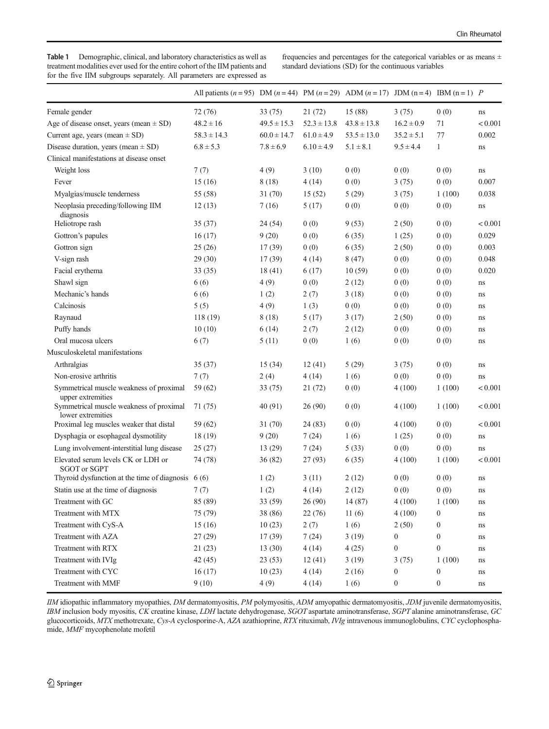**Table 1** Demographic, clinical, and laboratory characteristics as well as treatment modalities ever used for the entire cohort of the IIM patients and for the five IIM subgroups separately. All parameters are expressed as frequencies and percentages for the categorical variables or as means ± standard deviations (SD) for the continuous variables

| | All patients (*n* = 95) | DM (*n* = 44) | PM (*n* = 29) | ADM (*n* = 17) | JDM (n = 4) | IBM (n = 1) | *P* |
|---|---|---|---|---|---|---|---|
| Female gender | 72 (76) | 33 (75) | 21 (72) | 15 (88) | 3 (75) | 0 (0) | ns |
| Age of disease onset, years (mean ± SD) | 48.2 ± 16 | 49.5 ± 15.3 | 52.3 ± 13.8 | 43.8 ± 13.8 | 16.2 ± 0.9 | 71 | < 0.001 |
| Current age, years (mean ± SD) | 58.3 ± 14.3 | 60.0 ± 14.7 | 61.0 ± 4.9 | 53.5 ± 13.0 | 35.2 ± 5.1 | 77 | 0.002 |
| Disease duration, years (mean ± SD) | 6.8 ± 5.3 | 7.8 ± 6.9 | 6.10 ± 4.9 | 5.1 ± 8.1 | 9.5 ± 4.4 | 1 | ns |
| Clinical manifestations at disease onset | | | | | | | |
| Weight loss | 7 (7) | 4 (9) | 3 (10) | 0 (0) | 0 (0) | 0 (0) | ns |
| Fever | 15 (16) | 8 (18) | 4 (14) | 0 (0) | 3 (75) | 0 (0) | 0.007 |
| Myalgias/muscle tenderness | 55 (58) | 31 (70) | 15 (52) | 5 (29) | 3 (75) | 1 (100) | 0.038 |
| Neoplasia preceding/following IIM diagnosis | 12 (13) | 7 (16) | 5 (17) | 0 (0) | 0 (0) | 0 (0) | ns |
| Heliotrope rash | 35 (37) | 24 (54) | 0 (0) | 9 (53) | 2 (50) | 0 (0) | < 0.001 |
| Gottron's papules | 16 (17) | 9 (20) | 0 (0) | 6 (35) | 1 (25) | 0 (0) | 0.029 |
| Gottron sign | 25 (26) | 17 (39) | 0 (0) | 6 (35) | 2 (50) | 0 (0) | 0.003 |
| V-sign rash | 29 (30) | 17 (39) | 4 (14) | 8 (47) | 0 (0) | 0 (0) | 0.048 |
| Facial erythema | 33 (35) | 18 (41) | 6 (17) | 10 (59) | 0 (0) | 0 (0) | 0.020 |
| Shawl sign | 6 (6) | 4 (9) | 0 (0) | 2 (12) | 0 (0) | 0 (0) | ns |
| Mechanic's hands | 6 (6) | 1 (2) | 2 (7) | 3 (18) | 0 (0) | 0 (0) | ns |
| Calcinosis | 5 (5) | 4 (9) | 1 (3) | 0 (0) | 0 (0) | 0 (0) | ns |
| Raynaud | 118 (19) | 8 (18) | 5 (17) | 3 (17) | 2 (50) | 0 (0) | ns |
| Puffy hands | 10 (10) | 6 (14) | 2 (7) | 2 (12) | 0 (0) | 0 (0) | ns |
| Oral mucosa ulcers | 6 (7) | 5 (11) | 0 (0) | 1 (6) | 0 (0) | 0 (0) | ns |
| Musculoskeletal manifestations | | | | | | | |
| Arthralgias | 35 (37) | 15 (34) | 12 (41) | 5 (29) | 3 (75) | 0 (0) | ns |
| Non-erosive arthritis | 7 (7) | 2 (4) | 4 (14) | 1 (6) | 0 (0) | 0 (0) | ns |
| Symmetrical muscle weakness of proximal upper extremities | 59 (62) | 33 (75) | 21 (72) | 0 (0) | 4 (100) | 1 (100) | < 0.001 |
| Symmetrical muscle weakness of proximal lower extremities | 71 (75) | 40 (91) | 26 (90) | 0 (0) | 4 (100) | 1 (100) | < 0.001 |
| Proximal leg muscles weaker that distal | 59 (62) | 31 (70) | 24 (83) | 0 (0) | 4 (100) | 0 (0) | < 0.001 |
| Dysphagia or esophageal dysmotility | 18 (19) | 9 (20) | 7 (24) | 1 (6) | 1 (25) | 0 (0) | ns |
| Lung involvement-interstitial lung disease | 25 (27) | 13 (29) | 7 (24) | 5 (33) | 0 (0) | 0 (0) | ns |
| Elevated serum levels CK or LDH or SGOT or SGPT | 74 (78) | 36 (82) | 27 (93) | 6 (35) | 4 (100) | 1 (100) | < 0.001 |
| Thyroid dysfunction at the time of diagnosis | 6 (6) | 1 (2) | 3 (11) | 2 (12) | 0 (0) | 0 (0) | ns |
| Statin use at the time of diagnosis | 7 (7) | 1 (2) | 4 (14) | 2 (12) | 0 (0) | 0 (0) | ns |
| Treatment with GC | 85 (89) | 33 (59) | 26 (90) | 14 (87) | 4 (100) | 1 (100) | ns |
| Treatment with MTX | 75 (79) | 38 (86) | 22 (76) | 11 (6) | 4 (100) | 0 | ns |
| Treatment with CyS-A | 15 (16) | 10 (23) | 2 (7) | 1 (6) | 2 (50) | 0 | ns |
| Treatment with AZA | 27 (29) | 17 (39) | 7 (24) | 3 (19) | 0 | 0 | ns |
| Treatment with RTX | 21 (23) | 13 (30) | 4 (14) | 4 (25) | 0 | 0 | ns |
| Treatment with IVIg | 42 (45) | 23 (53) | 12 (41) | 3 (19) | 3 (75) | 1 (100) | ns |
| Treatment with CYC | 16 (17) | 10 (23) | 4 (14) | 2 (16) | 0 | 0 | ns |
| Treatment with MMF | 9 (10) | 4 (9) | 4 (14) | 1 (6) | 0 | 0 | ns |

*IIM* idiopathic inflammatory myopathies, *DM* dermatomyositis, *PM* polymyositis, *ADM* amyopathic dermatomyositis, *JDM* juvenile dermatomyositis, *IBM* inclusion body myositis, *CK* creatine kinase, *LDH* lactate dehydrogenase, *SGOT* aspartate aminotransferase, *SGPT* alanine aminotransferase, *GC* glucocorticoids, *MTX* methotrexate, *Cys-A* cyclosporine-A, *AZA* azathioprine, *RTX* rituximab, *IVIg* intravenous immunoglobulins, *CYC* cyclophosphamide, *MMF* mycophenolate mofetil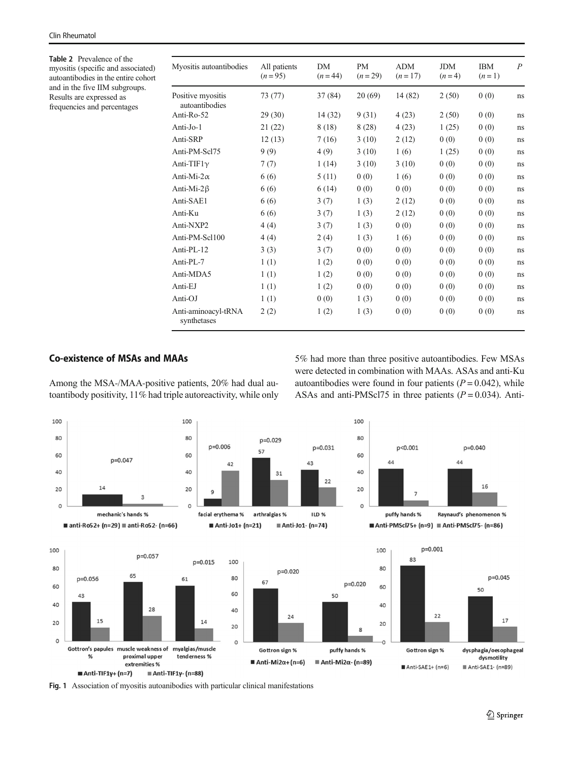**Table 2** Prevalence of the myositis (specific and associated) autoantibodies in the entire cohort and in the five IIM subgroups. Results are expressed as frequencies and percentages

| Myositis autoantibodies | All patients ($n = 95$) | DM ($n = 44$) | PM ($n = 29$) | ADM ($n = 17$) | JDM ($n = 4$) | IBM ($n = 1$) | *P* |
|---|---|---|---|---|---|---|---|
| Positive myositis autoantibodies | 73 (77) | 37 (84) | 20 (69) | 14 (82) | 2 (50) | 0 (0) | ns |
| Anti-Ro-52 | 29 (30) | 14 (32) | 9 (31) | 4 (23) | 2 (50) | 0 (0) | ns |
| Anti-Jo-1 | 21 (22) | 8 (18) | 8 (28) | 4 (23) | 1 (25) | 0 (0) | ns |
| Anti-SRP | 12 (13) | 7 (16) | 3 (10) | 2 (12) | 0 (0) | 0 (0) | ns |
| Anti-PM-Scl75 | 9 (9) | 4 (9) | 3 (10) | 1 (6) | 1 (25) | 0 (0) | ns |
| Anti-TIF1γ | 7 (7) | 1 (14) | 3 (10) | 3 (10) | 0 (0) | 0 (0) | ns |
| Anti-Mi-2α | 6 (6) | 5 (11) | 0 (0) | 1 (6) | 0 (0) | 0 (0) | ns |
| Anti-Mi-2β | 6 (6) | 6 (14) | 0 (0) | 0 (0) | 0 (0) | 0 (0) | ns |
| Anti-SAE1 | 6 (6) | 3 (7) | 1 (3) | 2 (12) | 0 (0) | 0 (0) | ns |
| Anti-Ku | 6 (6) | 3 (7) | 1 (3) | 2 (12) | 0 (0) | 0 (0) | ns |
| Anti-NXP2 | 4 (4) | 3 (7) | 1 (3) | 0 (0) | 0 (0) | 0 (0) | ns |
| Anti-PM-Scl100 | 4 (4) | 2 (4) | 1 (3) | 1 (6) | 0 (0) | 0 (0) | ns |
| Anti-PL-12 | 3 (3) | 3 (7) | 0 (0) | 0 (0) | 0 (0) | 0 (0) | ns |
| Anti-PL-7 | 1 (1) | 1 (2) | 0 (0) | 0 (0) | 0 (0) | 0 (0) | ns |
| Anti-MDA5 | 1 (1) | 1 (2) | 0 (0) | 0 (0) | 0 (0) | 0 (0) | ns |
| Anti-EJ | 1 (1) | 1 (2) | 0 (0) | 0 (0) | 0 (0) | 0 (0) | ns |
| Anti-OJ | 1 (1) | 0 (0) | 1 (3) | 0 (0) | 0 (0) | 0 (0) | ns |
| Anti-aminoacyl-tRNA synthetases | 2 (2) | 1 (2) | 1 (3) | 0 (0) | 0 (0) | 0 (0) | ns |

## Co-existence of MSAs and MAAs

Among the MSA-/MAA-positive patients, 20% had dual autoantibody positivity, 11% had triple autoreactivity, while only 5% had more than three positive autoantibodies. Few MSAs were detected in combination with MAAs. ASAs and anti-Ku autoantibodies were found in four patients ($P = 0.042$), while ASAs and anti-PMScl75 in three patients ($P = 0.034$). Anti-

**Fig. 1** Association of myositis autoanibodies with particular clinical manifestations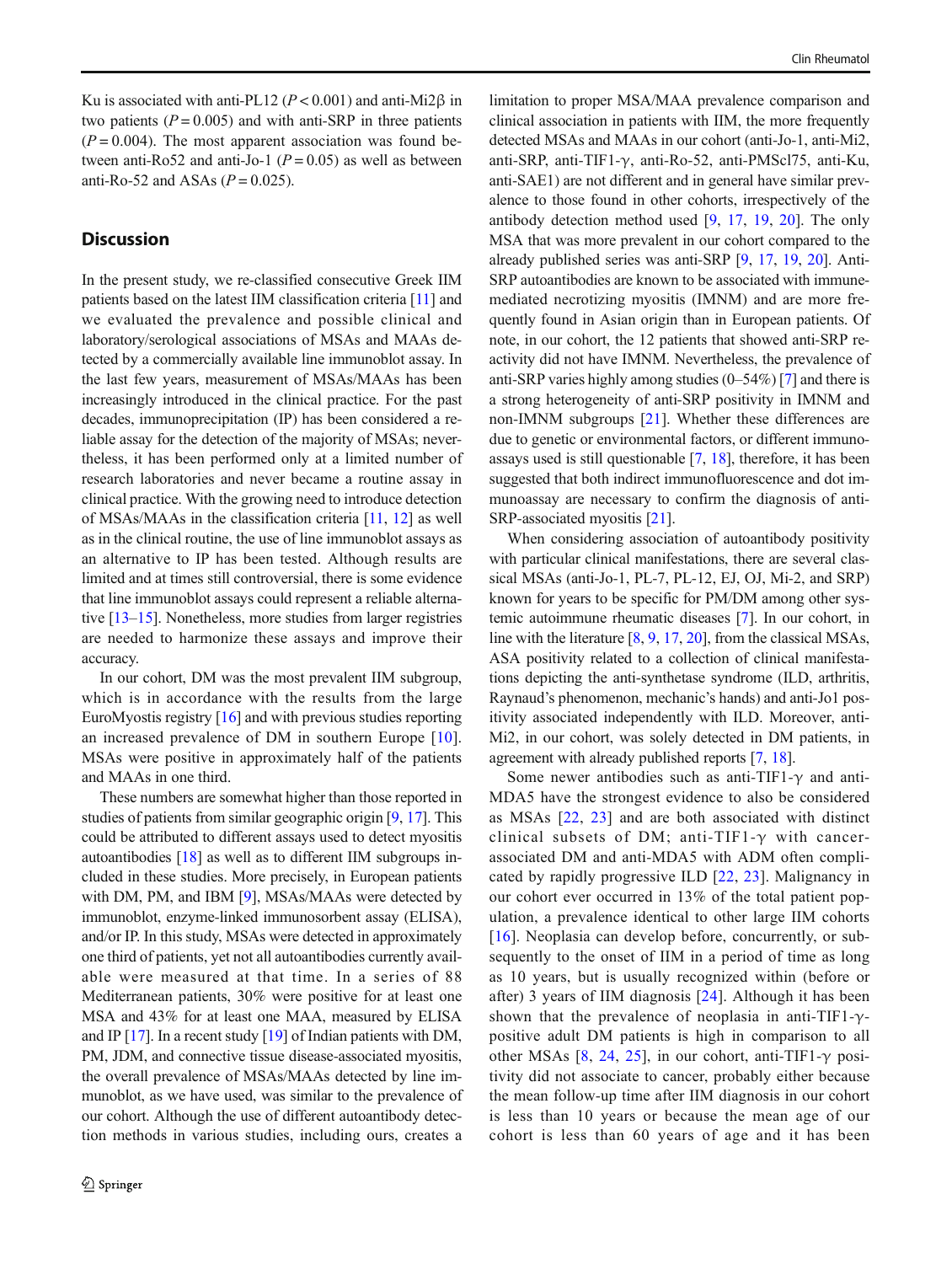Ku is associated with anti-PL12 ($P < 0.001$) and anti-Mi2β in two patients ($P = 0.005$) and with anti-SRP in three patients ($P = 0.004$). The most apparent association was found between anti-Ro52 and anti-Jo-1 ($P = 0.05$) as well as between anti-Ro-52 and ASAs ($P = 0.025$).

## Discussion

In the present study, we re-classified consecutive Greek IIM patients based on the latest IIM classification criteria [11] and we evaluated the prevalence and possible clinical and laboratory/serological associations of MSAs and MAAs detected by a commercially available line immunoblot assay. In the last few years, measurement of MSAs/MAAs has been increasingly introduced in the clinical practice. For the past decades, immunoprecipitation (IP) has been considered a reliable assay for the detection of the majority of MSAs; nevertheless, it has been performed only at a limited number of research laboratories and never became a routine assay in clinical practice. With the growing need to introduce detection of MSAs/MAAs in the classification criteria [11, 12] as well as in the clinical routine, the use of line immunoblot assays as an alternative to IP has been tested. Although results are limited and at times still controversial, there is some evidence that line immunoblot assays could represent a reliable alternative [13–15]. Nonetheless, more studies from larger registries are needed to harmonize these assays and improve their accuracy.

In our cohort, DM was the most prevalent IIM subgroup, which is in accordance with the results from the large EuroMyostis registry [16] and with previous studies reporting an increased prevalence of DM in southern Europe [10]. MSAs were positive in approximately half of the patients and MAAs in one third.

These numbers are somewhat higher than those reported in studies of patients from similar geographic origin [9, 17]. This could be attributed to different assays used to detect myositis autoantibodies [18] as well as to different IIM subgroups included in these studies. More precisely, in European patients with DM, PM, and IBM [9], MSAs/MAAs were detected by immunoblot, enzyme-linked immunosorbent assay (ELISA), and/or IP. In this study, MSAs were detected in approximately one third of patients, yet not all autoantibodies currently available were measured at that time. In a series of 88 Mediterranean patients, 30% were positive for at least one MSA and 43% for at least one MAA, measured by ELISA and IP [17]. In a recent study [19] of Indian patients with DM, PM, JDM, and connective tissue disease-associated myositis, the overall prevalence of MSAs/MAAs detected by line immunoblot, as we have used, was similar to the prevalence of our cohort. Although the use of different autoantibody detection methods in various studies, including ours, creates a limitation to proper MSA/MAA prevalence comparison and clinical association in patients with IIM, the more frequently detected MSAs and MAAs in our cohort (anti-Jo-1, anti-Mi2, anti-SRP, anti-TIF1-γ, anti-Ro-52, anti-PMScl75, anti-Ku, anti-SAE1) are not different and in general have similar prevalence to those found in other cohorts, irrespectively of the antibody detection method used [9, 17, 19, 20]. The only MSA that was more prevalent in our cohort compared to the already published series was anti-SRP [9, 17, 19, 20]. Anti-SRP autoantibodies are known to be associated with immune-mediated necrotizing myositis (IMNM) and are more frequently found in Asian origin than in European patients. Of note, in our cohort, the 12 patients that showed anti-SRP reactivity did not have IMNM. Nevertheless, the prevalence of anti-SRP varies highly among studies (0–54%) [7] and there is a strong heterogeneity of anti-SRP positivity in IMNM and non-IMNM subgroups [21]. Whether these differences are due to genetic or environmental factors, or different immunoassays used is still questionable [7, 18], therefore, it has been suggested that both indirect immunofluorescence and dot immunoassay are necessary to confirm the diagnosis of anti-SRP-associated myositis [21].

When considering association of autoantibody positivity with particular clinical manifestations, there are several classical MSAs (anti-Jo-1, PL-7, PL-12, EJ, OJ, Mi-2, and SRP) known for years to be specific for PM/DM among other systemic autoimmune rheumatic diseases [7]. In our cohort, in line with the literature [8, 9, 17, 20], from the classical MSAs, ASA positivity related to a collection of clinical manifestations depicting the anti-synthetase syndrome (ILD, arthritis, Raynaud's phenomenon, mechanic's hands) and anti-Jo1 positivity associated independently with ILD. Moreover, anti-Mi2, in our cohort, was solely detected in DM patients, in agreement with already published reports [7, 18].

Some newer antibodies such as anti-TIF1-γ and anti-MDA5 have the strongest evidence to also be considered as MSAs [22, 23] and are both associated with distinct clinical subsets of DM; anti-TIF1-γ with cancer-associated DM and anti-MDA5 with ADM often complicated by rapidly progressive ILD [22, 23]. Malignancy in our cohort ever occurred in 13% of the total patient population, a prevalence identical to other large IIM cohorts [16]. Neoplasia can develop before, concurrently, or subsequently to the onset of IIM in a period of time as long as 10 years, but is usually recognized within (before or after) 3 years of IIM diagnosis [24]. Although it has been shown that the prevalence of neoplasia in anti-TIF1-γ-positive adult DM patients is high in comparison to all other MSAs [8, 24, 25], in our cohort, anti-TIF1-γ positivity did not associate to cancer, probably either because the mean follow-up time after IIM diagnosis in our cohort is less than 10 years or because the mean age of our cohort is less than 60 years of age and it has been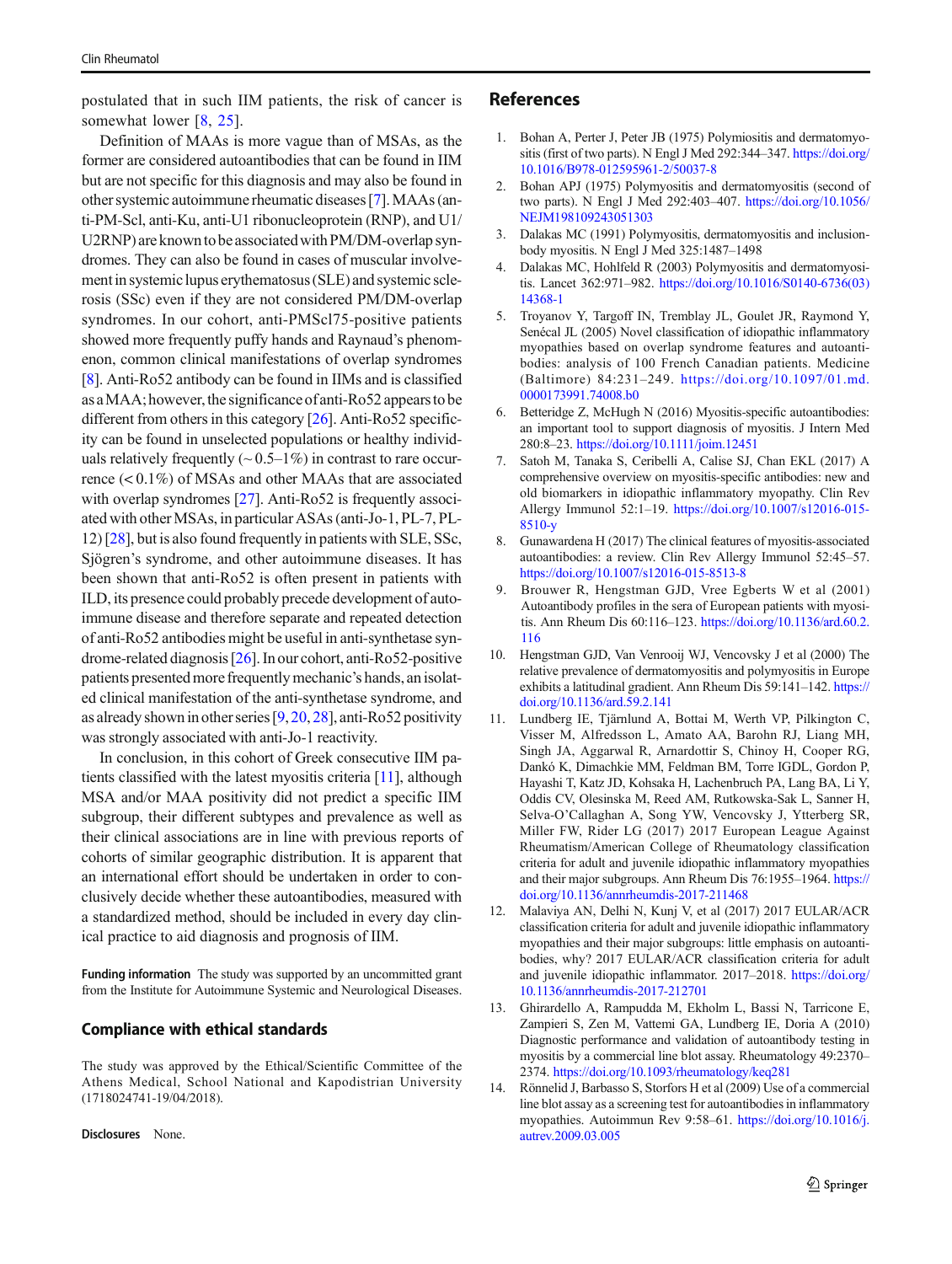postulated that in such IIM patients, the risk of cancer is somewhat lower [8, 25].

Definition of MAAs is more vague than of MSAs, as the former are considered autoantibodies that can be found in IIM but are not specific for this diagnosis and may also be found in other systemic autoimmune rheumatic diseases [7]. MAAs (anti-PM-Scl, anti-Ku, anti-U1 ribonucleoprotein (RNP), and U1/U2RNP) are known to be associated with PM/DM-overlap syndromes. They can also be found in cases of muscular involvement in systemic lupus erythematosus (SLE) and systemic sclerosis (SSc) even if they are not considered PM/DM-overlap syndromes. In our cohort, anti-PMScl75-positive patients showed more frequently puffy hands and Raynaud's phenomenon, common clinical manifestations of overlap syndromes [8]. Anti-Ro52 antibody can be found in IIMs and is classified as a MAA; however, the significance of anti-Ro52 appears to be different from others in this category [26]. Anti-Ro52 specificity can be found in unselected populations or healthy individuals relatively frequently (~ 0.5–1%) in contrast to rare occurrence (< 0.1%) of MSAs and other MAAs that are associated with overlap syndromes [27]. Anti-Ro52 is frequently associated with other MSAs, in particular ASAs (anti-Jo-1, PL-7, PL-12) [28], but is also found frequently in patients with SLE, SSc, Sjögren's syndrome, and other autoimmune diseases. It has been shown that anti-Ro52 is often present in patients with ILD, its presence could probably precede development of autoimmune disease and therefore separate and repeated detection of anti-Ro52 antibodies might be useful in anti-synthetase syndrome-related diagnosis [26]. In our cohort, anti-Ro52-positive patients presented more frequently mechanic's hands, an isolated clinical manifestation of the anti-synthetase syndrome, and as already shown in other series [9, 20, 28], anti-Ro52 positivity was strongly associated with anti-Jo-1 reactivity.

In conclusion, in this cohort of Greek consecutive IIM patients classified with the latest myositis criteria [11], although MSA and/or MAA positivity did not predict a specific IIM subgroup, their different subtypes and prevalence as well as their clinical associations are in line with previous reports of cohorts of similar geographic distribution. It is apparent that an international effort should be undertaken in order to conclusively decide whether these autoantibodies, measured with a standardized method, should be included in every day clinical practice to aid diagnosis and prognosis of IIM.

**Funding information** The study was supported by an uncommitted grant from the Institute for Autoimmune Systemic and Neurological Diseases.

## Compliance with ethical standards

The study was approved by the Ethical/Scientific Committee of the Athens Medical, School National and Kapodistrian University (1718024741-19/04/2018).

**Disclosures** None.

## References

1. Bohan A, Perter J, Peter JB (1975) Polymiositis and dermatomyositis (first of two parts). N Engl J Med 292:344–347. https://doi.org/10.1016/B978-012595961-2/50037-8
2. Bohan APJ (1975) Polymyositis and dermatomyositis (second of two parts). N Engl J Med 292:403–407. https://doi.org/10.1056/NEJM198109243051303
3. Dalakas MC (1991) Polymyositis, dermatomyositis and inclusion-body myositis. N Engl J Med 325:1487–1498
4. Dalakas MC, Hohlfeld R (2003) Polymyositis and dermatomyositis. Lancet 362:971–982. https://doi.org/10.1016/S0140-6736(03)14368-1
5. Troyanov Y, Targoff IN, Tremblay JL, Goulet JR, Raymond Y, Senécal JL (2005) Novel classification of idiopathic inflammatory myopathies based on overlap syndrome features and autoantibodies: analysis of 100 French Canadian patients. Medicine (Baltimore) 84:231–249. https://doi.org/10.1097/01.md.0000173991.74008.b0
6. Betteridge Z, McHugh N (2016) Myositis-specific autoantibodies: an important tool to support diagnosis of myositis. J Intern Med 280:8–23. https://doi.org/10.1111/joim.12451
7. Satoh M, Tanaka S, Ceribelli A, Calise SJ, Chan EKL (2017) A comprehensive overview on myositis-specific antibodies: new and old biomarkers in idiopathic inflammatory myopathy. Clin Rev Allergy Immunol 52:1–19. https://doi.org/10.1007/s12016-015-8510-y
8. Gunawardena H (2017) The clinical features of myositis-associated autoantibodies: a review. Clin Rev Allergy Immunol 52:45–57. https://doi.org/10.1007/s12016-015-8513-8
9. Brouwer R, Hengstman GJD, Vree Egberts W et al (2001) Autoantibody profiles in the sera of European patients with myositis. Ann Rheum Dis 60:116–123. https://doi.org/10.1136/ard.60.2.116
10. Hengstman GJD, Van Venrooij WJ, Vencovsky J et al (2000) The relative prevalence of dermatomyositis and polymyositis in Europe exhibits a latitudinal gradient. Ann Rheum Dis 59:141–142. https://doi.org/10.1136/ard.59.2.141
11. Lundberg IE, Tjärnlund A, Bottai M, Werth VP, Pilkington C, Visser M, Alfredsson L, Amato AA, Barohn RJ, Liang MH, Singh JA, Aggarwal R, Arnardottir S, Chinoy H, Cooper RG, Dankó K, Dimachkie MM, Feldman BM, Torre IGDL, Gordon P, Hayashi T, Katz JD, Kohsaka H, Lachenbruch PA, Lang BA, Li Y, Oddis CV, Olesinska M, Reed AM, Rutkowska-Sak L, Sanner H, Selva-O'Callaghan A, Song YW, Vencovsky J, Ytterberg SR, Miller FW, Rider LG (2017) 2017 European League Against Rheumatism/American College of Rheumatology classification criteria for adult and juvenile idiopathic inflammatory myopathies and their major subgroups. Ann Rheum Dis 76:1955–1964. https://doi.org/10.1136/annrheumdis-2017-211468
12. Malaviya AN, Delhi N, Kunj V, et al (2017) 2017 EULAR/ACR classification criteria for adult and juvenile idiopathic inflammatory myopathies and their major subgroups: little emphasis on autoantibodies, why? 2017 EULAR/ACR classification criteria for adult and juvenile idiopathic inflammator. 2017–2018. https://doi.org/10.1136/annrheumdis-2017-212701
13. Ghirardello A, Rampudda M, Ekholm L, Bassi N, Tarricone E, Zampieri S, Zen M, Vattemi GA, Lundberg IE, Doria A (2010) Diagnostic performance and validation of autoantibody testing in myositis by a commercial line blot assay. Rheumatology 49:2370–2374. https://doi.org/10.1093/rheumatology/keq281
14. Rönnelid J, Barbasso S, Storfors H et al (2009) Use of a commercial line blot assay as a screening test for autoantibodies in inflammatory myopathies. Autoimmun Rev 9:58–61. https://doi.org/10.1016/j.autrev.2009.03.005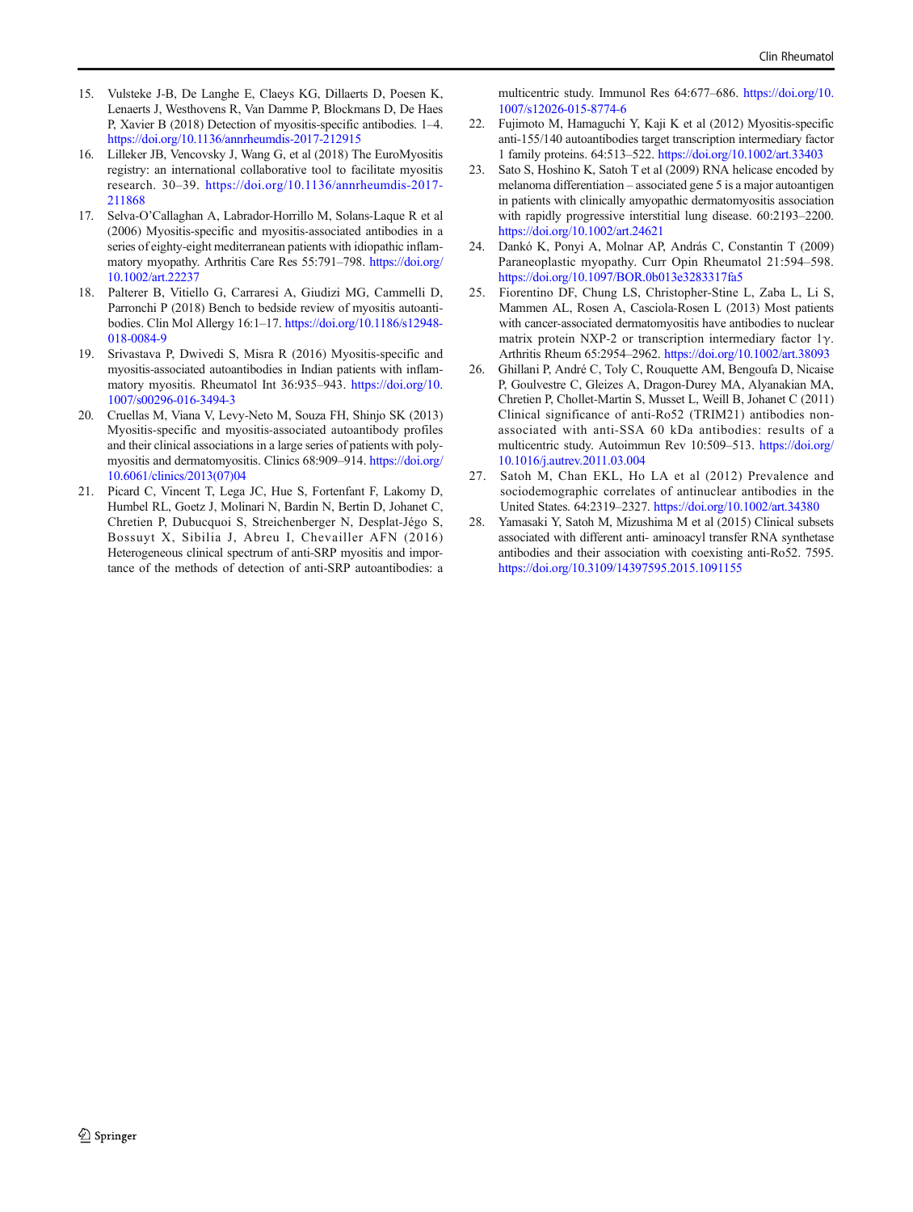15. Vulsteke J-B, De Langhe E, Claeys KG, Dillaerts D, Poesen K, Lenaerts J, Westhovens R, Van Damme P, Blockmans D, De Haes P, Xavier B (2018) Detection of myositis-specific antibodies. 1–4. https://doi.org/10.1136/annrheumdis-2017-212915
16. Lilleker JB, Vencovsky J, Wang G, et al (2018) The EuroMyositis registry: an international collaborative tool to facilitate myositis research. 30–39. https://doi.org/10.1136/annrheumdis-2017-211868
17. Selva-O'Callaghan A, Labrador-Horrillo M, Solans-Laque R et al (2006) Myositis-specific and myositis-associated antibodies in a series of eighty-eight mediterranean patients with idiopathic inflammatory myopathy. Arthritis Care Res 55:791–798. https://doi.org/10.1002/art.22237
18. Palterer B, Vitiello G, Carraresi A, Giudizi MG, Cammelli D, Parronchi P (2018) Bench to bedside review of myositis autoantibodies. Clin Mol Allergy 16:1–17. https://doi.org/10.1186/s12948-018-0084-9
19. Srivastava P, Dwivedi S, Misra R (2016) Myositis-specific and myositis-associated autoantibodies in Indian patients with inflammatory myositis. Rheumatol Int 36:935–943. https://doi.org/10.1007/s00296-016-3494-3
20. Cruellas M, Viana V, Levy-Neto M, Souza FH, Shinjo SK (2013) Myositis-specific and myositis-associated autoantibody profiles and their clinical associations in a large series of patients with polymyositis and dermatomyositis. Clinics 68:909–914. https://doi.org/10.6061/clinics/2013(07)04
21. Picard C, Vincent T, Lega JC, Hue S, Fortenfant F, Lakomy D, Humbel RL, Goetz J, Molinari N, Bardin N, Bertin D, Johanet C, Chretien P, Dubucquoi S, Streichenberger N, Desplat-Jégo S, Bossuyt X, Sibilia J, Abreu I, Chevailler AFN (2016) Heterogeneous clinical spectrum of anti-SRP myositis and importance of the methods of detection of anti-SRP autoantibodies: a multicentric study. Immunol Res 64:677–686. https://doi.org/10.1007/s12026-015-8774-6
22. Fujimoto M, Hamaguchi Y, Kaji K et al (2012) Myositis-specific anti-155/140 autoantibodies target transcription intermediary factor 1 family proteins. 64:513–522. https://doi.org/10.1002/art.33403
23. Sato S, Hoshino K, Satoh T et al (2009) RNA helicase encoded by melanoma differentiation – associated gene 5 is a major autoantigen in patients with clinically amyopathic dermatomyositis association with rapidly progressive interstitial lung disease. 60:2193–2200. https://doi.org/10.1002/art.24621
24. Dankó K, Ponyi A, Molnar AP, András C, Constantin T (2009) Paraneoplastic myopathy. Curr Opin Rheumatol 21:594–598. https://doi.org/10.1097/BOR.0b013e3283317fa5
25. Fiorentino DF, Chung LS, Christopher-Stine L, Zaba L, Li S, Mammen AL, Rosen A, Casciola-Rosen L (2013) Most patients with cancer-associated dermatomyositis have antibodies to nuclear matrix protein NXP-2 or transcription intermediary factor 1γ. Arthritis Rheum 65:2954–2962. https://doi.org/10.1002/art.38093
26. Ghillani P, André C, Toly C, Rouquette AM, Bengoufa D, Nicaise P, Goulvestre C, Gleizes A, Dragon-Durey MA, Alyanakian MA, Chretien P, Chollet-Martin S, Musset L, Weill B, Johanet C (2011) Clinical significance of anti-Ro52 (TRIM21) antibodies non-associated with anti-SSA 60 kDa antibodies: results of a multicentric study. Autoimmun Rev 10:509–513. https://doi.org/10.1016/j.autrev.2011.03.004
27. Satoh M, Chan EKL, Ho LA et al (2012) Prevalence and sociodemographic correlates of antinuclear antibodies in the United States. 64:2319–2327. https://doi.org/10.1002/art.34380
28. Yamasaki Y, Satoh M, Mizushima M et al (2015) Clinical subsets associated with different anti- aminoacyl transfer RNA synthetase antibodies and their association with coexisting anti-Ro52. 7595. https://doi.org/10.3109/14397595.2015.1091155